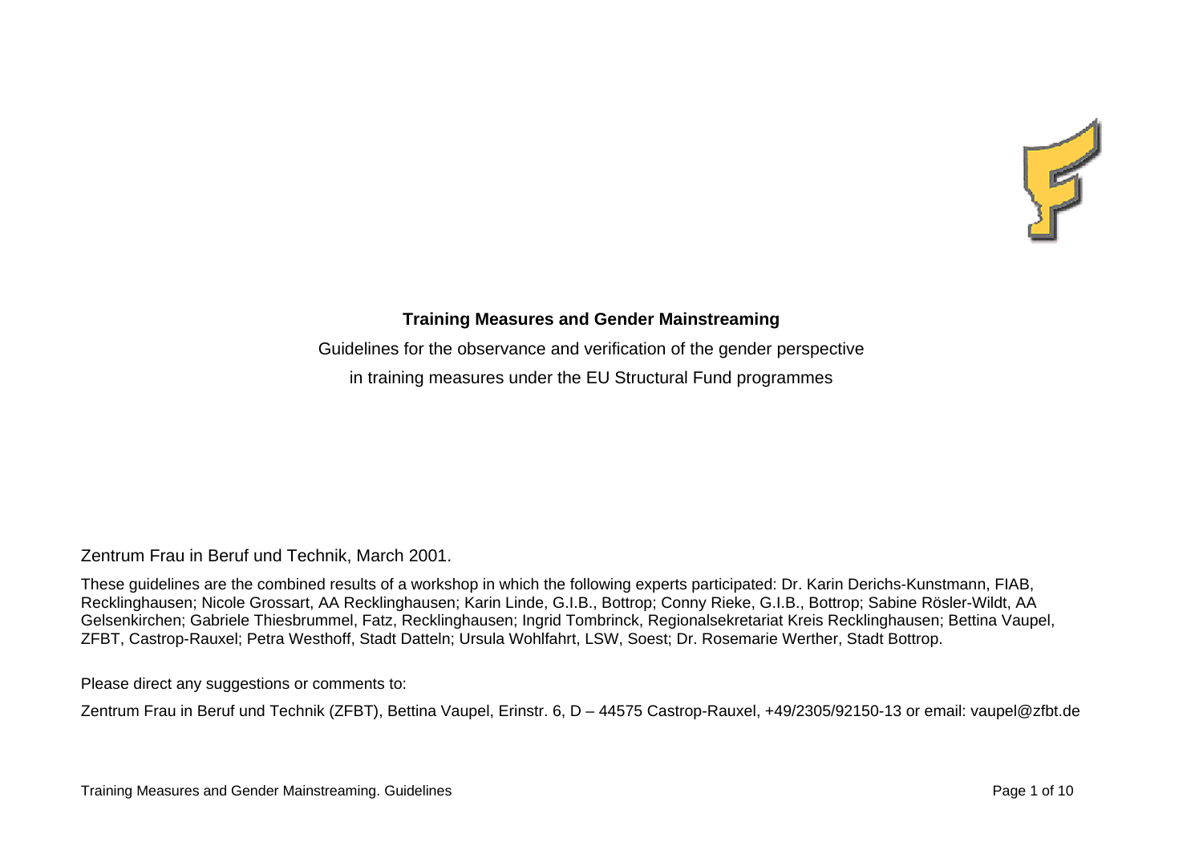# Training Measures and Gender Mainstreaming

Guidelines for the observance and verification of the gender perspective in training measures under the EU Structural Fund programmes

Zentrum Frau in Beruf und Technik, March 2001.

These guidelines are the combined results of a workshop in which the following experts participated: Dr. Karin Derichs-Kunstmann, FIAB, Recklinghausen; Nicole Grossart, AA Recklinghausen; Karin Linde, G.I.B., Bottrop; Conny Rieke, G.I.B., Bottrop; Sabine Rösler-Wildt, AA Gelsenkirchen; Gabriele Thiesbrummel, Fatz, Recklinghausen; Ingrid Tombrinck, Regionalsekretariat Kreis Recklinghausen; Bettina Vaupel, ZFBT, Castrop-Rauxel; Petra Westhoff, Stadt Datteln; Ursula Wohlfahrt, LSW, Soest; Dr. Rosemarie Werther, Stadt Bottrop.

Please direct any suggestions or comments to:

Zentrum Frau in Beruf und Technik (ZFBT), Bettina Vaupel, Erinstr. 6, D – 44575 Castrop-Rauxel, +49/2305/92150-13 or email: vaupel@zfbt.de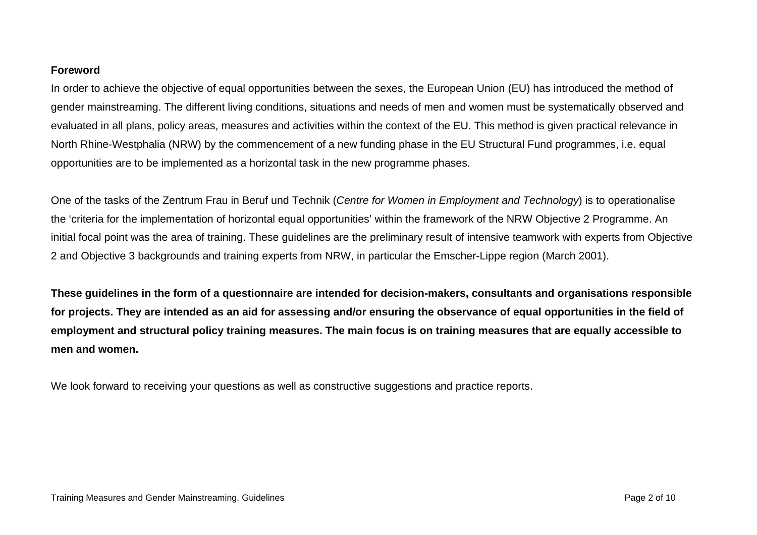**Foreword**

In order to achieve the objective of equal opportunities between the sexes, the European Union (EU) has introduced the method of gender mainstreaming. The different living conditions, situations and needs of men and women must be systematically observed and evaluated in all plans, policy areas, measures and activities within the context of the EU. This method is given practical relevance in North Rhine-Westphalia (NRW) by the commencement of a new funding phase in the EU Structural Fund programmes, i.e. equal opportunities are to be implemented as a horizontal task in the new programme phases.

One of the tasks of the Zentrum Frau in Beruf und Technik (*Centre for Women in Employment and Technology*) is to operationalise the 'criteria for the implementation of horizontal equal opportunities' within the framework of the NRW Objective 2 Programme. An initial focal point was the area of training. These guidelines are the preliminary result of intensive teamwork with experts from Objective 2 and Objective 3 backgrounds and training experts from NRW, in particular the Emscher-Lippe region (March 2001).

**These guidelines in the form of a questionnaire are intended for decision-makers, consultants and organisations responsible for projects. They are intended as an aid for assessing and/or ensuring the observance of equal opportunities in the field of employment and structural policy training measures. The main focus is on training measures that are equally accessible to men and women.**

We look forward to receiving your questions as well as constructive suggestions and practice reports.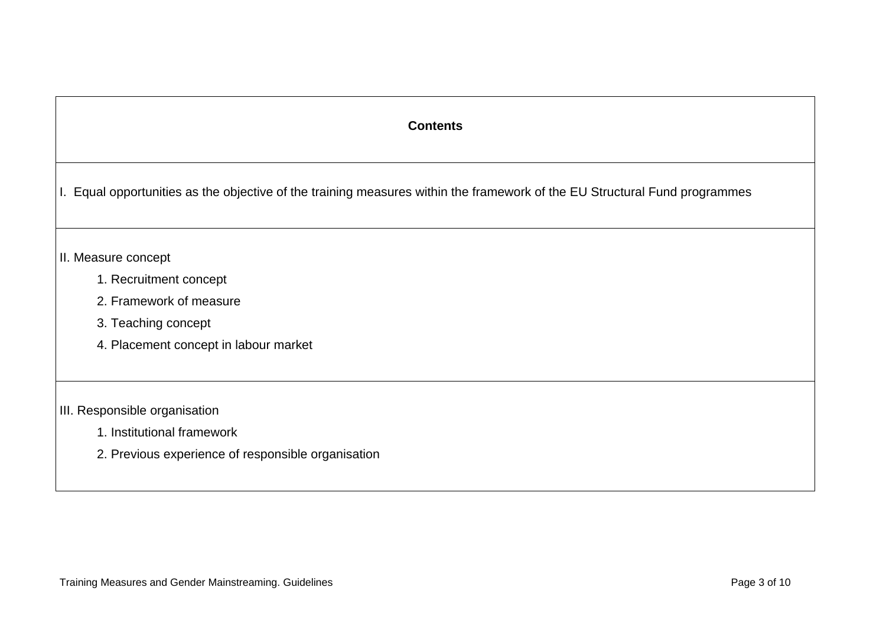## Contents

I. Equal opportunities as the objective of the training measures within the framework of the EU Structural Fund programmes

II. Measure concept

1. Recruitment concept
2. Framework of measure
3. Teaching concept
4. Placement concept in labour market

III. Responsible organisation

1. Institutional framework
2. Previous experience of responsible organisation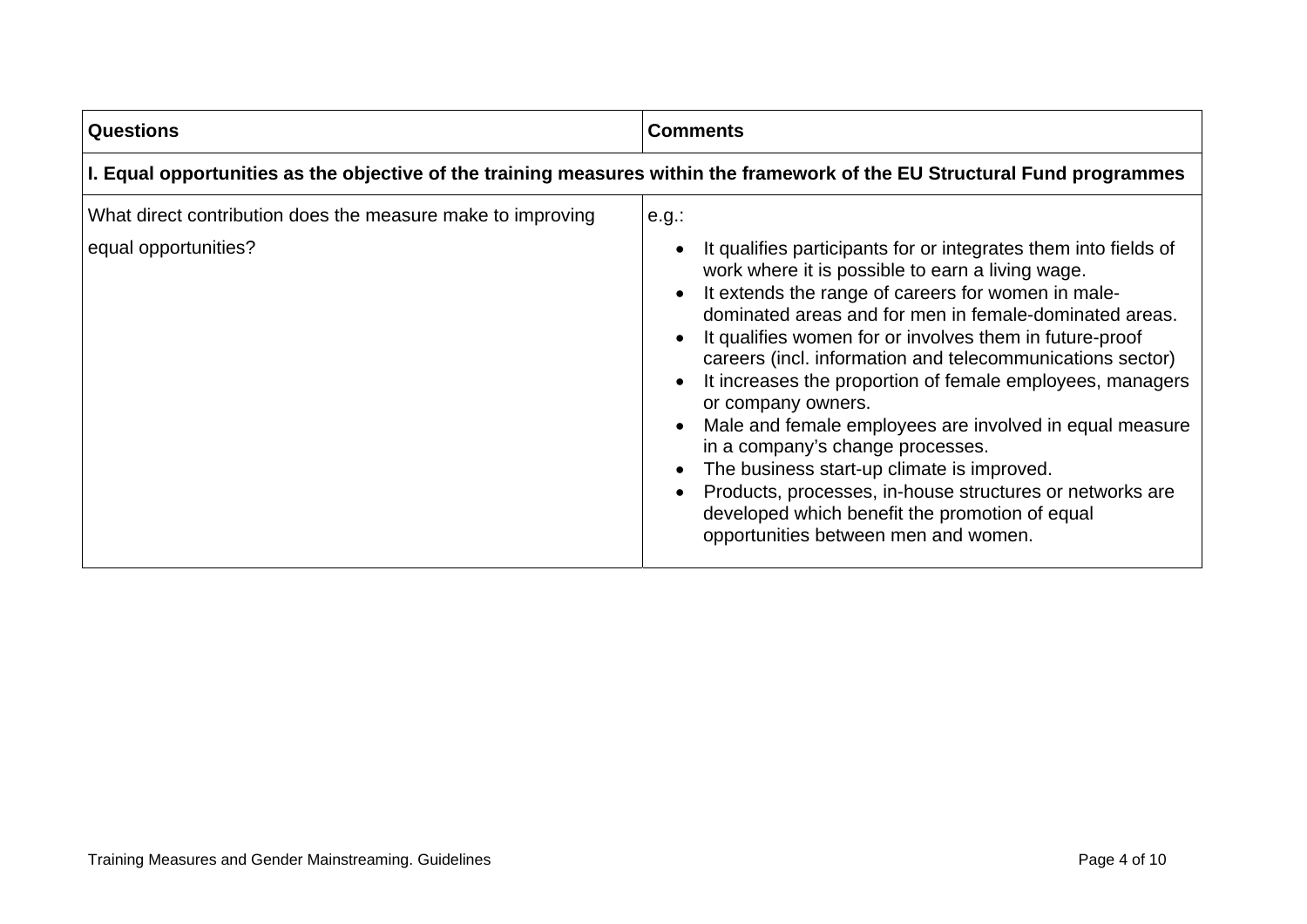| Questions | Comments |
| --- | --- |
| **I. Equal opportunities as the objective of the training measures within the framework of the EU Structural Fund programmes** | |
| What direct contribution does the measure make to improving equal opportunities? | e.g.:<br>• It qualifies participants for or integrates them into fields of work where it is possible to earn a living wage.<br>• It extends the range of careers for women in male-dominated areas and for men in female-dominated areas.<br>• It qualifies women for or involves them in future-proof careers (incl. information and telecommunications sector)<br>• It increases the proportion of female employees, managers or company owners.<br>• Male and female employees are involved in equal measure in a company's change processes.<br>• The business start-up climate is improved.<br>• Products, processes, in-house structures or networks are developed which benefit the promotion of equal opportunities between men and women. |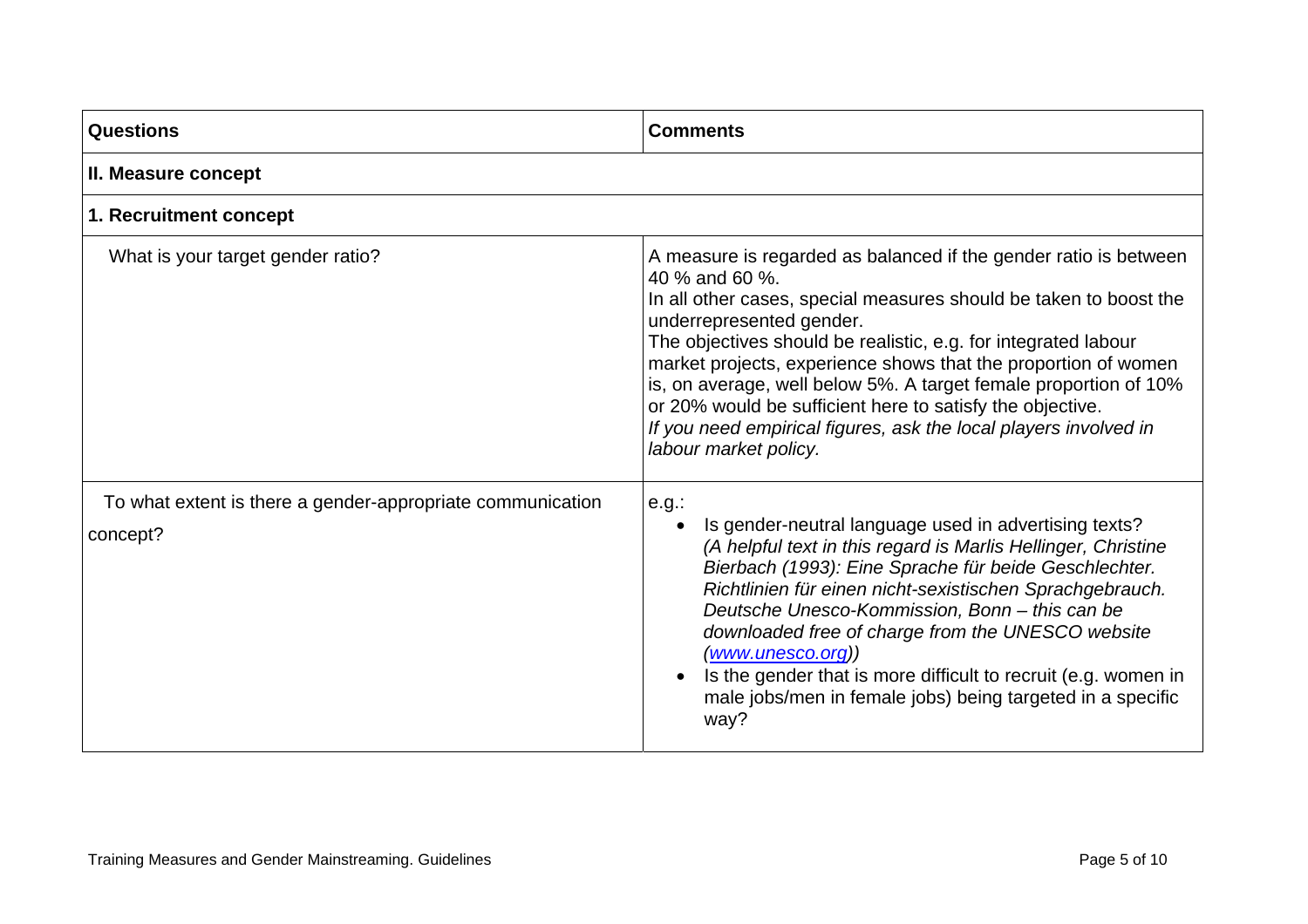| Questions | Comments |
|---|---|
| **II. Measure concept** | |
| **1. Recruitment concept** | |
| What is your target gender ratio? | A measure is regarded as balanced if the gender ratio is between 40 % and 60 %.<br>In all other cases, special measures should be taken to boost the underrepresented gender.<br>The objectives should be realistic, e.g. for integrated labour market projects, experience shows that the proportion of women is, on average, well below 5%. A target female proportion of 10% or 20% would be sufficient here to satisfy the objective.<br>*If you need empirical figures, ask the local players involved in labour market policy.* |
| To what extent is there a gender-appropriate communication concept? | e.g.:<br>• Is gender-neutral language used in advertising texts? *(A helpful text in this regard is Marlis Hellinger, Christine Bierbach (1993): Eine Sprache für beide Geschlechter. Richtlinien für einen nicht-sexistischen Sprachgebrauch. Deutsche Unesco-Kommission, Bonn – this can be downloaded free of charge from the UNESCO website ([www.unesco.org](www.unesco.org)))*<br>• Is the gender that is more difficult to recruit (e.g. women in male jobs/men in female jobs) being targeted in a specific way? |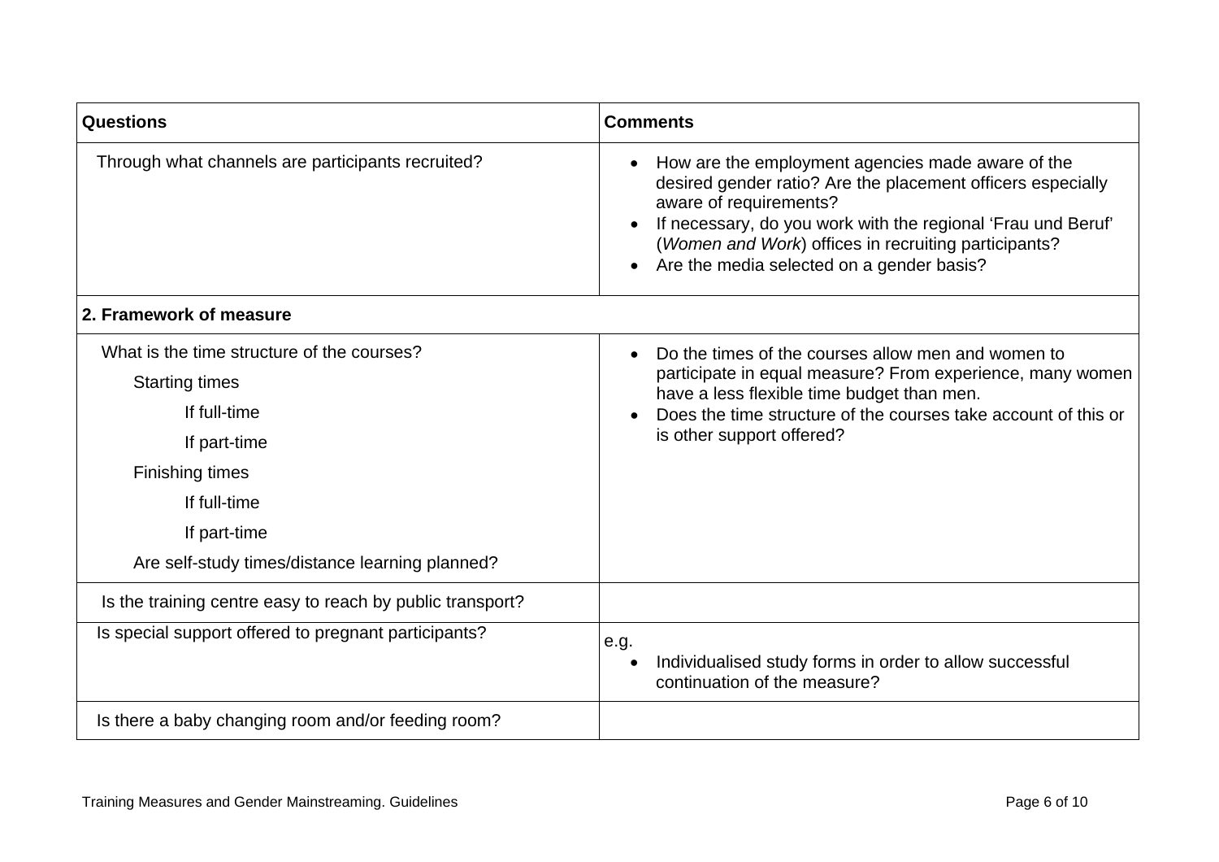| Questions | Comments |
|---|---|
| Through what channels are participants recruited? | • How are the employment agencies made aware of the desired gender ratio? Are the placement officers especially aware of requirements?<br>• If necessary, do you work with the regional 'Frau und Beruf' (*Women and Work*) offices in recruiting participants?<br>• Are the media selected on a gender basis? |
| **2. Framework of measure** | |
| What is the time structure of the courses?<br>Starting times<br>If full-time<br>If part-time<br>Finishing times<br>If full-time<br>If part-time<br>Are self-study times/distance learning planned? | • Do the times of the courses allow men and women to participate in equal measure? From experience, many women have a less flexible time budget than men.<br>• Does the time structure of the courses take account of this or is other support offered? |
| Is the training centre easy to reach by public transport? | |
| Is special support offered to pregnant participants? | e.g.<br>• Individualised study forms in order to allow successful continuation of the measure? |
| Is there a baby changing room and/or feeding room? | |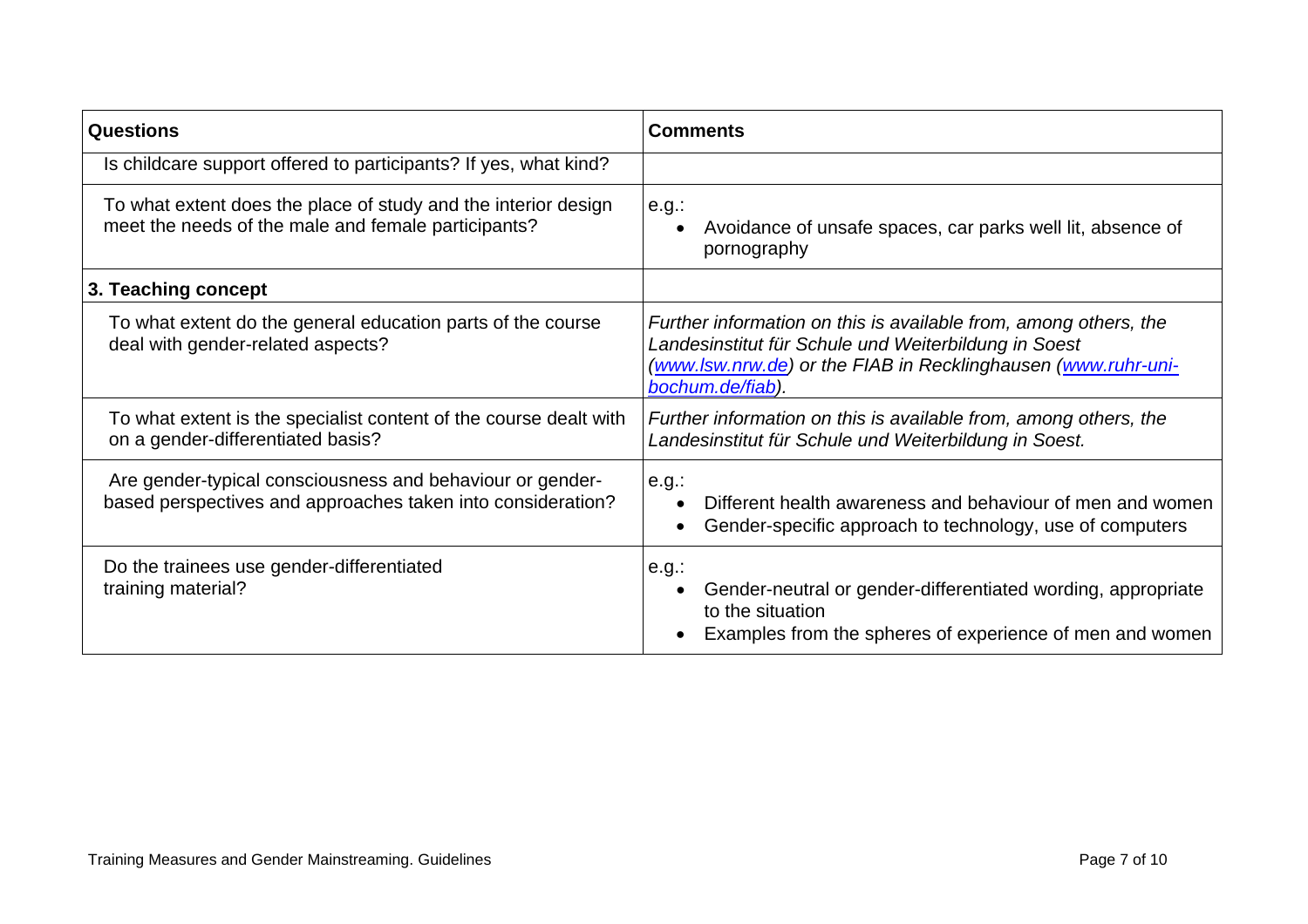| Questions | Comments |
|---|---|
| Is childcare support offered to participants? If yes, what kind? | |
| To what extent does the place of study and the interior design meet the needs of the male and female participants? | e.g.:<br>• Avoidance of unsafe spaces, car parks well lit, absence of pornography |
| **3. Teaching concept** | |
| To what extent do the general education parts of the course deal with gender-related aspects? | *Further information on this is available from, among others, the Landesinstitut für Schule und Weiterbildung in Soest ([www.lsw.nrw.de](www.lsw.nrw.de)) or the FIAB in Recklinghausen ([www.ruhr-uni-bochum.de/fiab](www.ruhr-uni-bochum.de/fiab)).* |
| To what extent is the specialist content of the course dealt with on a gender-differentiated basis? | *Further information on this is available from, among others, the Landesinstitut für Schule und Weiterbildung in Soest.* |
| Are gender-typical consciousness and behaviour or gender-based perspectives and approaches taken into consideration? | e.g.:<br>• Different health awareness and behaviour of men and women<br>• Gender-specific approach to technology, use of computers |
| Do the trainees use gender-differentiated training material? | e.g.:<br>• Gender-neutral or gender-differentiated wording, appropriate to the situation<br>• Examples from the spheres of experience of men and women |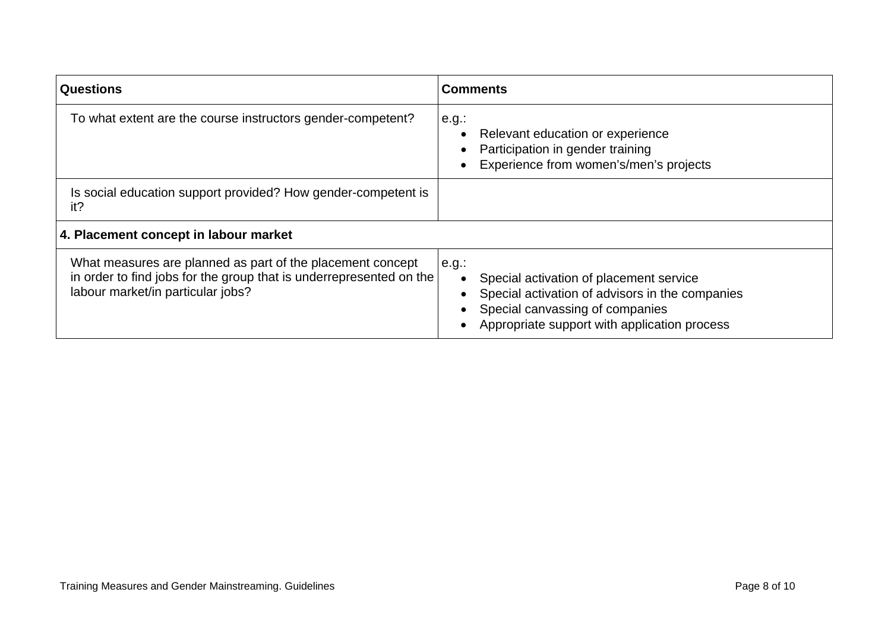| Questions | Comments |
| --- | --- |
| To what extent are the course instructors gender-competent? | e.g.:<br>• Relevant education or experience<br>• Participation in gender training<br>• Experience from women's/men's projects |
| Is social education support provided? How gender-competent is it? | |
| **4. Placement concept in labour market** | |
| What measures are planned as part of the placement concept in order to find jobs for the group that is underrepresented on the labour market/in particular jobs? | e.g.:<br>• Special activation of placement service<br>• Special activation of advisors in the companies<br>• Special canvassing of companies<br>• Appropriate support with application process |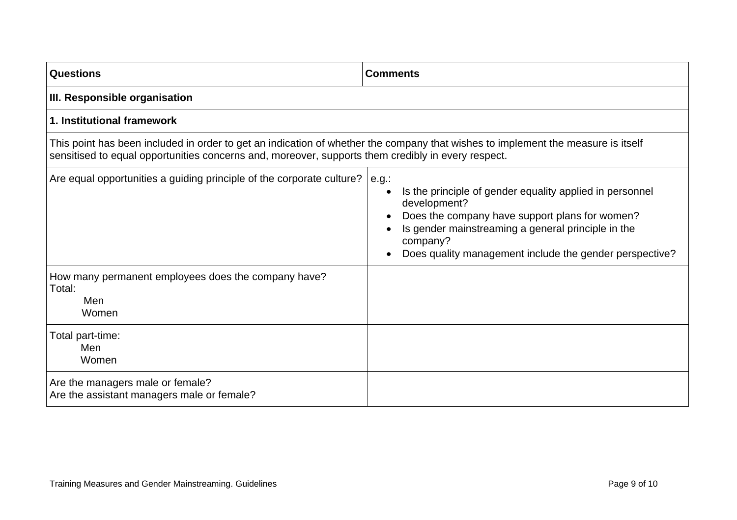| Questions | Comments |
|---|---|
| **III. Responsible organisation** | |
| **1. Institutional framework** | |
| This point has been included in order to get an indication of whether the company that wishes to implement the measure is itself sensitised to equal opportunities concerns and, moreover, supports them credibly in every respect. | |
| Are equal opportunities a guiding principle of the corporate culture? | e.g.:<br>• Is the principle of gender equality applied in personnel development?<br>• Does the company have support plans for women?<br>• Is gender mainstreaming a general principle in the company?<br>• Does quality management include the gender perspective? |
| How many permanent employees does the company have?<br>Total:<br>Men<br>Women | |
| Total part-time:<br>Men<br>Women | |
| Are the managers male or female?<br>Are the assistant managers male or female? | |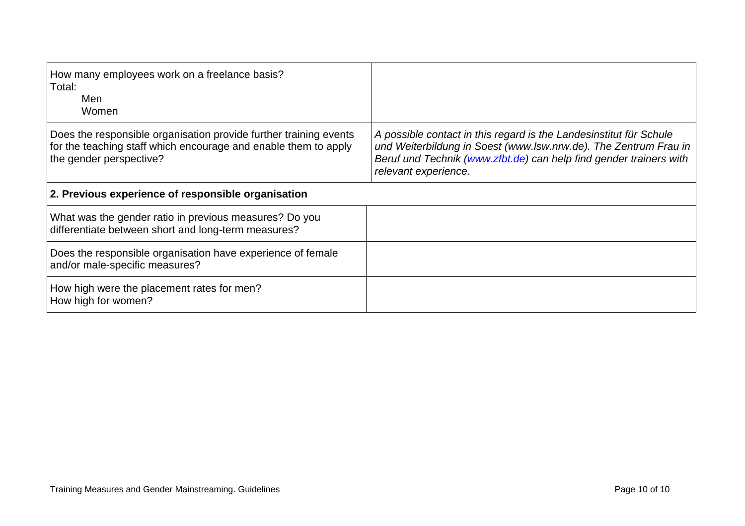| | |
|---|---|
| How many employees work on a freelance basis?<br>Total:<br>Men<br>Women | |
| Does the responsible organisation provide further training events for the teaching staff which encourage and enable them to apply the gender perspective? | *A possible contact in this regard is the Landesinstitut für Schule und Weiterbildung in Soest (www.lsw.nrw.de). The Zentrum Frau in Beruf und Technik (www.zfbt.de) can help find gender trainers with relevant experience.* |
| **2. Previous experience of responsible organisation** | |
| What was the gender ratio in previous measures? Do you differentiate between short and long-term measures? | |
| Does the responsible organisation have experience of female and/or male-specific measures? | |
| How high were the placement rates for men?<br>How high for women? | |